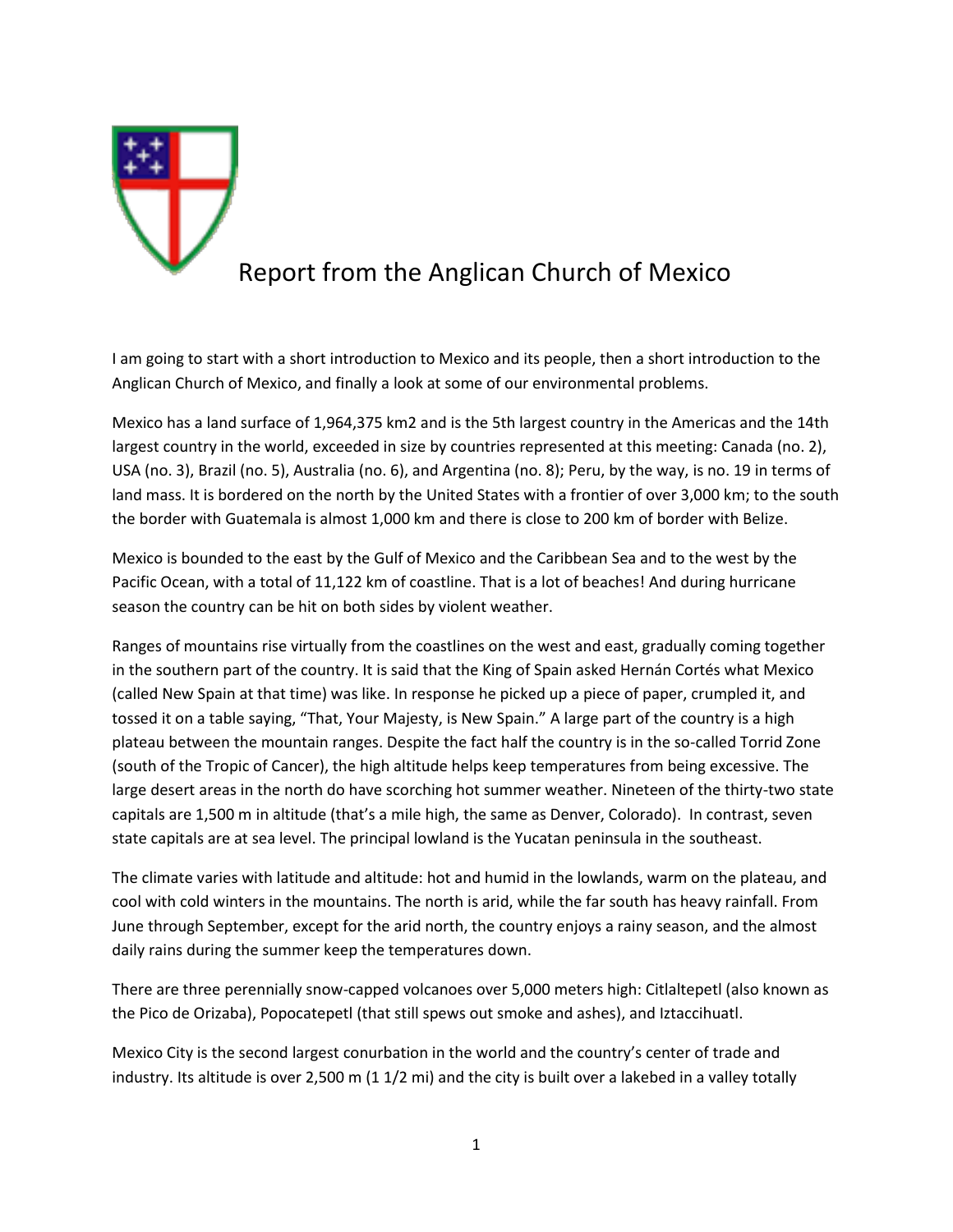# Report from the Anglican Church of Mexico

I am going to start with a short introduction to Mexico and its people, then a short introduction to the Anglican Church of Mexico, and finally a look at some of our environmental problems.

Mexico has a land surface of 1,964,375 km2 and is the 5th largest country in the Americas and the 14th largest country in the world, exceeded in size by countries represented at this meeting: Canada (no. 2), USA (no. 3), Brazil (no. 5), Australia (no. 6), and Argentina (no. 8); Peru, by the way, is no. 19 in terms of land mass. It is bordered on the north by the United States with a frontier of over 3,000 km; to the south the border with Guatemala is almost 1,000 km and there is close to 200 km of border with Belize.

Mexico is bounded to the east by the Gulf of Mexico and the Caribbean Sea and to the west by the Pacific Ocean, with a total of 11,122 km of coastline. That is a lot of beaches! And during hurricane season the country can be hit on both sides by violent weather.

Ranges of mountains rise virtually from the coastlines on the west and east, gradually coming together in the southern part of the country. It is said that the King of Spain asked Hernán Cortés what Mexico (called New Spain at that time) was like. In response he picked up a piece of paper, crumpled it, and tossed it on a table saying, “That, Your Majesty, is New Spain.” A large part of the country is a high plateau between the mountain ranges. Despite the fact half the country is in the so-called Torrid Zone (south of the Tropic of Cancer), the high altitude helps keep temperatures from being excessive. The large desert areas in the north do have scorching hot summer weather. Nineteen of the thirty-two state capitals are 1,500 m in altitude (that’s a mile high, the same as Denver, Colorado). In contrast, seven state capitals are at sea level. The principal lowland is the Yucatan peninsula in the southeast.

The climate varies with latitude and altitude: hot and humid in the lowlands, warm on the plateau, and cool with cold winters in the mountains. The north is arid, while the far south has heavy rainfall. From June through September, except for the arid north, the country enjoys a rainy season, and the almost daily rains during the summer keep the temperatures down.

There are three perennially snow-capped volcanoes over 5,000 meters high: Citlaltepetl (also known as the Pico de Orizaba), Popocatepetl (that still spews out smoke and ashes), and Iztaccihuatl.

Mexico City is the second largest conurbation in the world and the country’s center of trade and industry. Its altitude is over 2,500 m (1 1/2 mi) and the city is built over a lakebed in a valley totally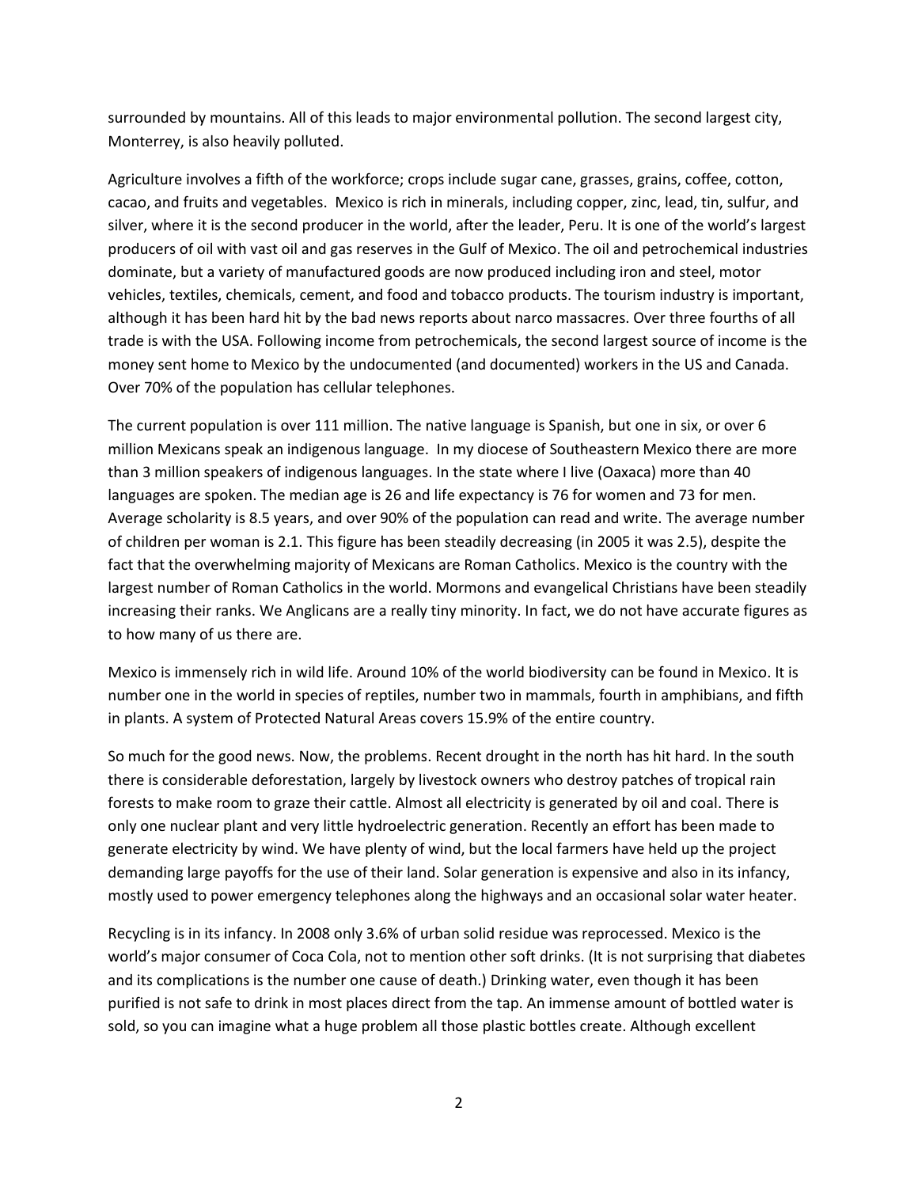surrounded by mountains. All of this leads to major environmental pollution. The second largest city, Monterrey, is also heavily polluted.

Agriculture involves a fifth of the workforce; crops include sugar cane, grasses, grains, coffee, cotton, cacao, and fruits and vegetables. Mexico is rich in minerals, including copper, zinc, lead, tin, sulfur, and silver, where it is the second producer in the world, after the leader, Peru. It is one of the world's largest producers of oil with vast oil and gas reserves in the Gulf of Mexico. The oil and petrochemical industries dominate, but a variety of manufactured goods are now produced including iron and steel, motor vehicles, textiles, chemicals, cement, and food and tobacco products. The tourism industry is important, although it has been hard hit by the bad news reports about narco massacres. Over three fourths of all trade is with the USA. Following income from petrochemicals, the second largest source of income is the money sent home to Mexico by the undocumented (and documented) workers in the US and Canada. Over 70% of the population has cellular telephones.

The current population is over 111 million. The native language is Spanish, but one in six, or over 6 million Mexicans speak an indigenous language. In my diocese of Southeastern Mexico there are more than 3 million speakers of indigenous languages. In the state where I live (Oaxaca) more than 40 languages are spoken. The median age is 26 and life expectancy is 76 for women and 73 for men. Average scholarity is 8.5 years, and over 90% of the population can read and write. The average number of children per woman is 2.1. This figure has been steadily decreasing (in 2005 it was 2.5), despite the fact that the overwhelming majority of Mexicans are Roman Catholics. Mexico is the country with the largest number of Roman Catholics in the world. Mormons and evangelical Christians have been steadily increasing their ranks. We Anglicans are a really tiny minority. In fact, we do not have accurate figures as to how many of us there are.

Mexico is immensely rich in wild life. Around 10% of the world biodiversity can be found in Mexico. It is number one in the world in species of reptiles, number two in mammals, fourth in amphibians, and fifth in plants. A system of Protected Natural Areas covers 15.9% of the entire country.

So much for the good news. Now, the problems. Recent drought in the north has hit hard. In the south there is considerable deforestation, largely by livestock owners who destroy patches of tropical rain forests to make room to graze their cattle. Almost all electricity is generated by oil and coal. There is only one nuclear plant and very little hydroelectric generation. Recently an effort has been made to generate electricity by wind. We have plenty of wind, but the local farmers have held up the project demanding large payoffs for the use of their land. Solar generation is expensive and also in its infancy, mostly used to power emergency telephones along the highways and an occasional solar water heater.

Recycling is in its infancy. In 2008 only 3.6% of urban solid residue was reprocessed. Mexico is the world's major consumer of Coca Cola, not to mention other soft drinks. (It is not surprising that diabetes and its complications is the number one cause of death.) Drinking water, even though it has been purified is not safe to drink in most places direct from the tap. An immense amount of bottled water is sold, so you can imagine what a huge problem all those plastic bottles create. Although excellent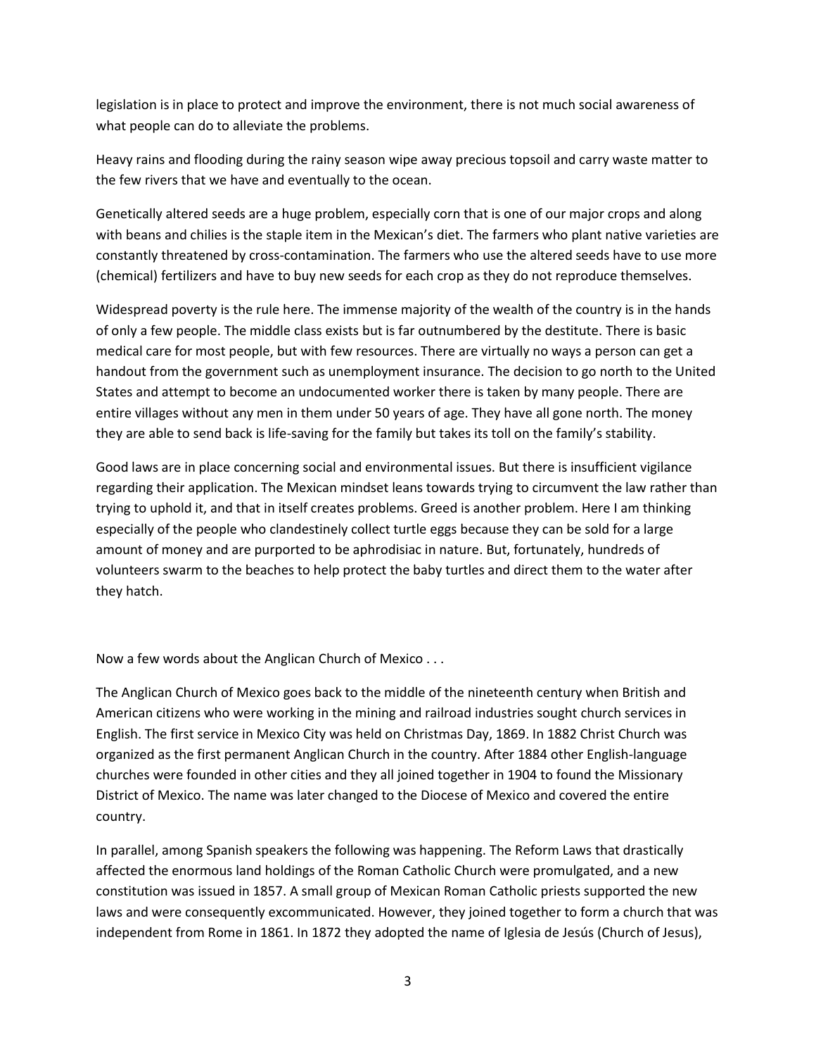legislation is in place to protect and improve the environment, there is not much social awareness of what people can do to alleviate the problems.

Heavy rains and flooding during the rainy season wipe away precious topsoil and carry waste matter to the few rivers that we have and eventually to the ocean.

Genetically altered seeds are a huge problem, especially corn that is one of our major crops and along with beans and chilies is the staple item in the Mexican's diet. The farmers who plant native varieties are constantly threatened by cross-contamination. The farmers who use the altered seeds have to use more (chemical) fertilizers and have to buy new seeds for each crop as they do not reproduce themselves.

Widespread poverty is the rule here. The immense majority of the wealth of the country is in the hands of only a few people. The middle class exists but is far outnumbered by the destitute. There is basic medical care for most people, but with few resources. There are virtually no ways a person can get a handout from the government such as unemployment insurance. The decision to go north to the United States and attempt to become an undocumented worker there is taken by many people. There are entire villages without any men in them under 50 years of age. They have all gone north. The money they are able to send back is life-saving for the family but takes its toll on the family's stability.

Good laws are in place concerning social and environmental issues. But there is insufficient vigilance regarding their application. The Mexican mindset leans towards trying to circumvent the law rather than trying to uphold it, and that in itself creates problems. Greed is another problem. Here I am thinking especially of the people who clandestinely collect turtle eggs because they can be sold for a large amount of money and are purported to be aphrodisiac in nature. But, fortunately, hundreds of volunteers swarm to the beaches to help protect the baby turtles and direct them to the water after they hatch.

Now a few words about the Anglican Church of Mexico . . .

The Anglican Church of Mexico goes back to the middle of the nineteenth century when British and American citizens who were working in the mining and railroad industries sought church services in English. The first service in Mexico City was held on Christmas Day, 1869. In 1882 Christ Church was organized as the first permanent Anglican Church in the country. After 1884 other English-language churches were founded in other cities and they all joined together in 1904 to found the Missionary District of Mexico. The name was later changed to the Diocese of Mexico and covered the entire country.

In parallel, among Spanish speakers the following was happening. The Reform Laws that drastically affected the enormous land holdings of the Roman Catholic Church were promulgated, and a new constitution was issued in 1857. A small group of Mexican Roman Catholic priests supported the new laws and were consequently excommunicated. However, they joined together to form a church that was independent from Rome in 1861. In 1872 they adopted the name of Iglesia de Jesús (Church of Jesus),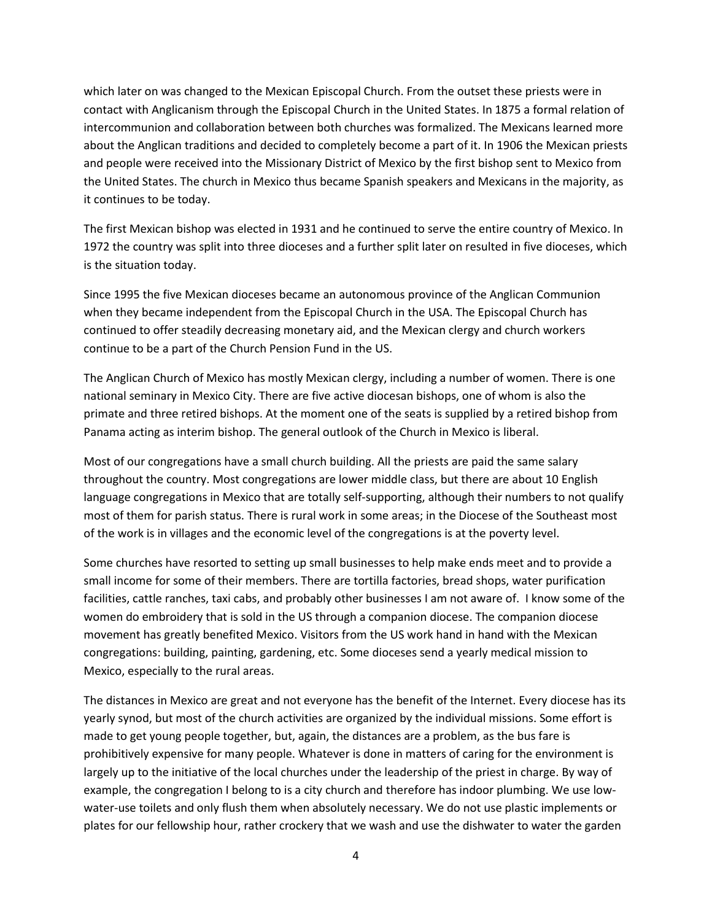which later on was changed to the Mexican Episcopal Church. From the outset these priests were in contact with Anglicanism through the Episcopal Church in the United States. In 1875 a formal relation of intercommunion and collaboration between both churches was formalized. The Mexicans learned more about the Anglican traditions and decided to completely become a part of it. In 1906 the Mexican priests and people were received into the Missionary District of Mexico by the first bishop sent to Mexico from the United States. The church in Mexico thus became Spanish speakers and Mexicans in the majority, as it continues to be today.

The first Mexican bishop was elected in 1931 and he continued to serve the entire country of Mexico. In 1972 the country was split into three dioceses and a further split later on resulted in five dioceses, which is the situation today.

Since 1995 the five Mexican dioceses became an autonomous province of the Anglican Communion when they became independent from the Episcopal Church in the USA. The Episcopal Church has continued to offer steadily decreasing monetary aid, and the Mexican clergy and church workers continue to be a part of the Church Pension Fund in the US.

The Anglican Church of Mexico has mostly Mexican clergy, including a number of women. There is one national seminary in Mexico City. There are five active diocesan bishops, one of whom is also the primate and three retired bishops. At the moment one of the seats is supplied by a retired bishop from Panama acting as interim bishop. The general outlook of the Church in Mexico is liberal.

Most of our congregations have a small church building. All the priests are paid the same salary throughout the country. Most congregations are lower middle class, but there are about 10 English language congregations in Mexico that are totally self-supporting, although their numbers to not qualify most of them for parish status. There is rural work in some areas; in the Diocese of the Southeast most of the work is in villages and the economic level of the congregations is at the poverty level.

Some churches have resorted to setting up small businesses to help make ends meet and to provide a small income for some of their members. There are tortilla factories, bread shops, water purification facilities, cattle ranches, taxi cabs, and probably other businesses I am not aware of. I know some of the women do embroidery that is sold in the US through a companion diocese. The companion diocese movement has greatly benefited Mexico. Visitors from the US work hand in hand with the Mexican congregations: building, painting, gardening, etc. Some dioceses send a yearly medical mission to Mexico, especially to the rural areas.

The distances in Mexico are great and not everyone has the benefit of the Internet. Every diocese has its yearly synod, but most of the church activities are organized by the individual missions. Some effort is made to get young people together, but, again, the distances are a problem, as the bus fare is prohibitively expensive for many people. Whatever is done in matters of caring for the environment is largely up to the initiative of the local churches under the leadership of the priest in charge. By way of example, the congregation I belong to is a city church and therefore has indoor plumbing. We use low-water-use toilets and only flush them when absolutely necessary. We do not use plastic implements or plates for our fellowship hour, rather crockery that we wash and use the dishwater to water the garden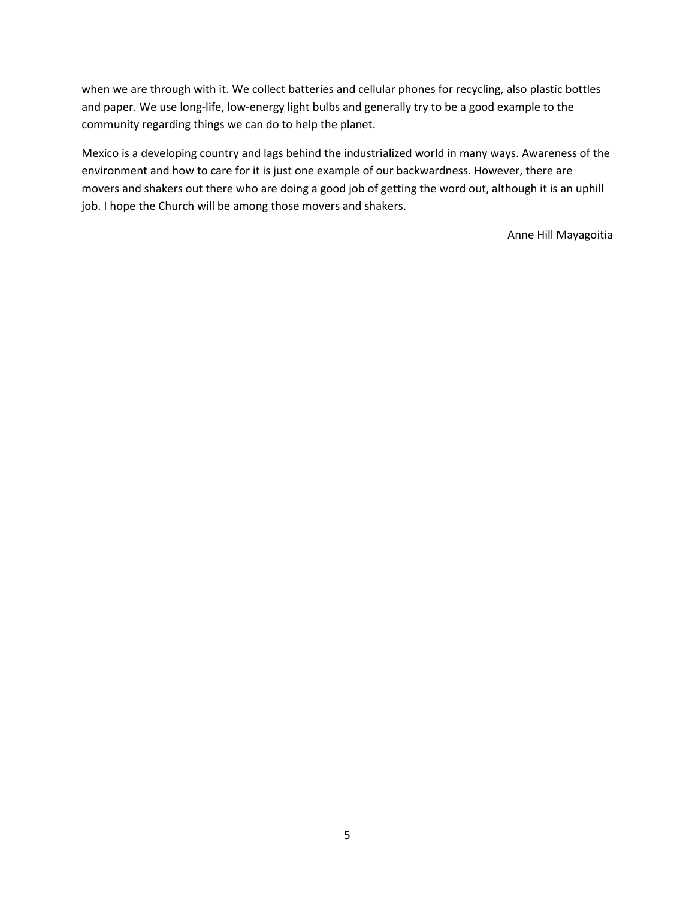when we are through with it. We collect batteries and cellular phones for recycling, also plastic bottles and paper. We use long-life, low-energy light bulbs and generally try to be a good example to the community regarding things we can do to help the planet.

Mexico is a developing country and lags behind the industrialized world in many ways. Awareness of the environment and how to care for it is just one example of our backwardness. However, there are movers and shakers out there who are doing a good job of getting the word out, although it is an uphill job. I hope the Church will be among those movers and shakers.

Anne Hill Mayagoitia